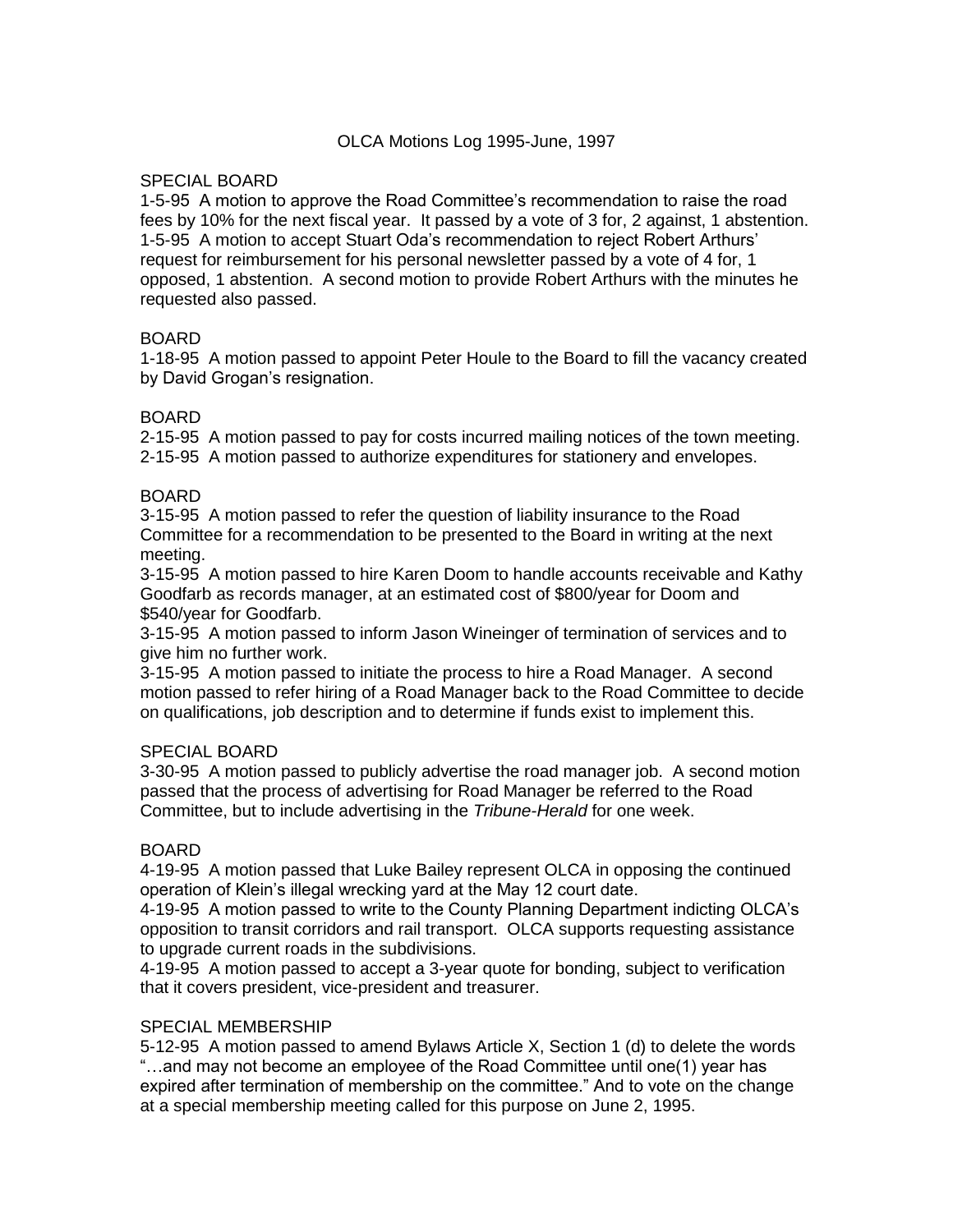# OLCA Motions Log 1995-June, 1997

## SPECIAL BOARD

1-5-95 A motion to approve the Road Committee's recommendation to raise the road fees by 10% for the next fiscal year. It passed by a vote of 3 for, 2 against, 1 abstention.

1-5-95 A motion to accept Stuart Oda's recommendation to reject Robert Arthurs' request for reimbursement for his personal newsletter passed by a vote of 4 for, 1 opposed, 1 abstention. A second motion to provide Robert Arthurs with the minutes he requested also passed.

## BOARD

1-18-95 A motion passed to appoint Peter Houle to the Board to fill the vacancy created by David Grogan's resignation.

## BOARD

2-15-95 A motion passed to pay for costs incurred mailing notices of the town meeting.

2-15-95 A motion passed to authorize expenditures for stationery and envelopes.

## BOARD

3-15-95 A motion passed to refer the question of liability insurance to the Road Committee for a recommendation to be presented to the Board in writing at the next meeting.

3-15-95 A motion passed to hire Karen Doom to handle accounts receivable and Kathy Goodfarb as records manager, at an estimated cost of $800/year for Doom and $540/year for Goodfarb.

3-15-95 A motion passed to inform Jason Wineinger of termination of services and to give him no further work.

3-15-95 A motion passed to initiate the process to hire a Road Manager. A second motion passed to refer hiring of a Road Manager back to the Road Committee to decide on qualifications, job description and to determine if funds exist to implement this.

## SPECIAL BOARD

3-30-95 A motion passed to publicly advertise the road manager job. A second motion passed that the process of advertising for Road Manager be referred to the Road Committee, but to include advertising in the *Tribune-Herald* for one week.

## BOARD

4-19-95 A motion passed that Luke Bailey represent OLCA in opposing the continued operation of Klein's illegal wrecking yard at the May 12 court date.

4-19-95 A motion passed to write to the County Planning Department indicting OLCA's opposition to transit corridors and rail transport. OLCA supports requesting assistance to upgrade current roads in the subdivisions.

4-19-95 A motion passed to accept a 3-year quote for bonding, subject to verification that it covers president, vice-president and treasurer.

## SPECIAL MEMBERSHIP

5-12-95 A motion passed to amend Bylaws Article X, Section 1 (d) to delete the words "…and may not become an employee of the Road Committee until one(1) year has expired after termination of membership on the committee." And to vote on the change at a special membership meeting called for this purpose on June 2, 1995.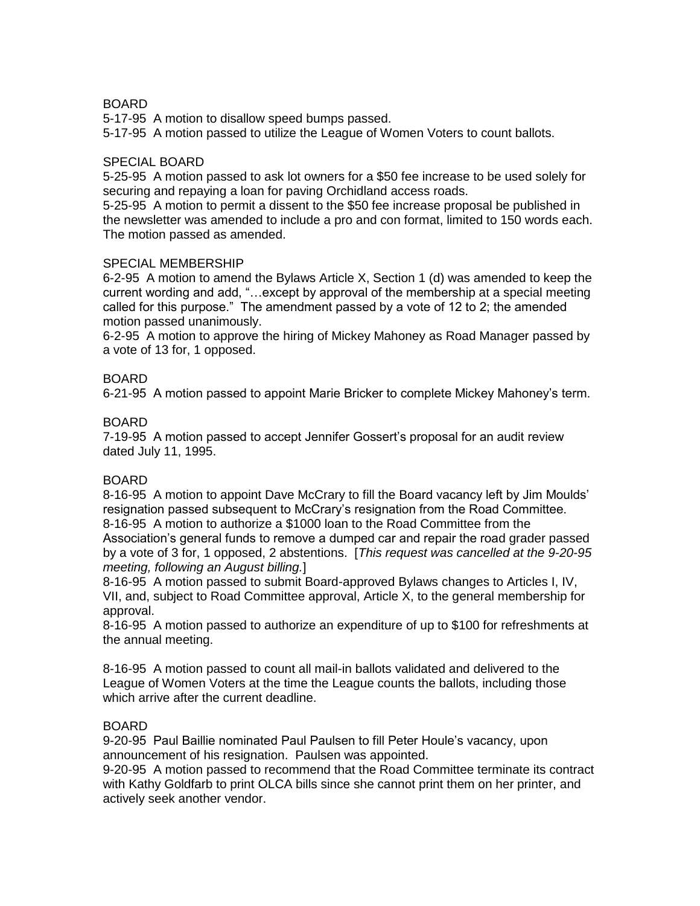BOARD

5-17-95 A motion to disallow speed bumps passed.

5-17-95 A motion passed to utilize the League of Women Voters to count ballots.

SPECIAL BOARD

5-25-95 A motion passed to ask lot owners for a $50 fee increase to be used solely for securing and repaying a loan for paving Orchidland access roads.

5-25-95 A motion to permit a dissent to the $50 fee increase proposal be published in the newsletter was amended to include a pro and con format, limited to 150 words each. The motion passed as amended.

SPECIAL MEMBERSHIP

6-2-95 A motion to amend the Bylaws Article X, Section 1 (d) was amended to keep the current wording and add, "…except by approval of the membership at a special meeting called for this purpose." The amendment passed by a vote of 12 to 2; the amended motion passed unanimously.

6-2-95 A motion to approve the hiring of Mickey Mahoney as Road Manager passed by a vote of 13 for, 1 opposed.

BOARD

6-21-95 A motion passed to appoint Marie Bricker to complete Mickey Mahoney's term.

BOARD

7-19-95 A motion passed to accept Jennifer Gossert's proposal for an audit review dated July 11, 1995.

BOARD

8-16-95 A motion to appoint Dave McCrary to fill the Board vacancy left by Jim Moulds' resignation passed subsequent to McCrary's resignation from the Road Committee.

8-16-95 A motion to authorize a $1000 loan to the Road Committee from the Association's general funds to remove a dumped car and repair the road grader passed by a vote of 3 for, 1 opposed, 2 abstentions. [*This request was cancelled at the 9-20-95 meeting, following an August billing.*]

8-16-95 A motion passed to submit Board-approved Bylaws changes to Articles I, IV, VII, and, subject to Road Committee approval, Article X, to the general membership for approval.

8-16-95 A motion passed to authorize an expenditure of up to $100 for refreshments at the annual meeting.

8-16-95 A motion passed to count all mail-in ballots validated and delivered to the League of Women Voters at the time the League counts the ballots, including those which arrive after the current deadline.

BOARD

9-20-95 Paul Baillie nominated Paul Paulsen to fill Peter Houle's vacancy, upon announcement of his resignation. Paulsen was appointed.

9-20-95 A motion passed to recommend that the Road Committee terminate its contract with Kathy Goldfarb to print OLCA bills since she cannot print them on her printer, and actively seek another vendor.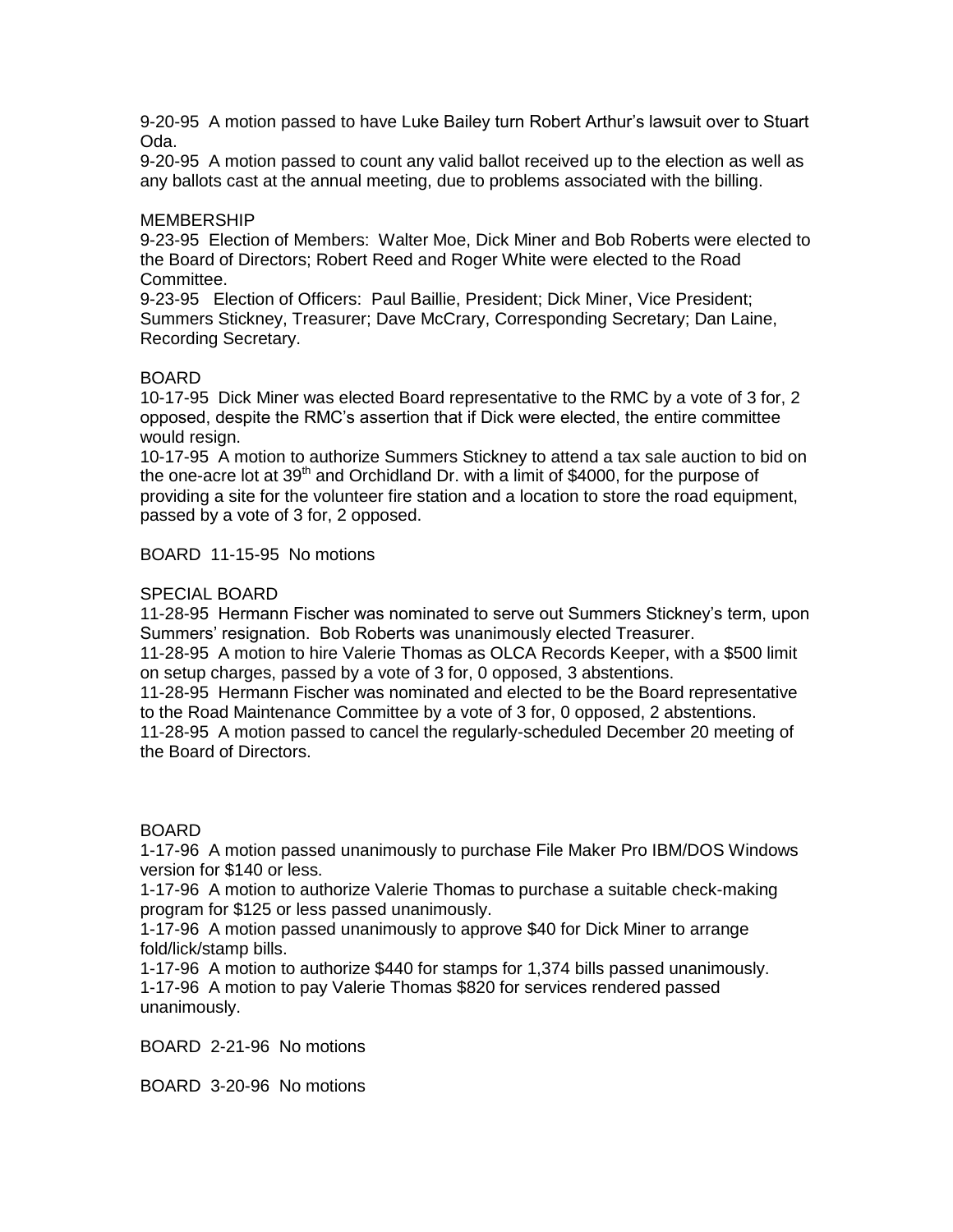9-20-95 A motion passed to have Luke Bailey turn Robert Arthur's lawsuit over to Stuart Oda.

9-20-95 A motion passed to count any valid ballot received up to the election as well as any ballots cast at the annual meeting, due to problems associated with the billing.

MEMBERSHIP

9-23-95 Election of Members: Walter Moe, Dick Miner and Bob Roberts were elected to the Board of Directors; Robert Reed and Roger White were elected to the Road Committee.

9-23-95 Election of Officers: Paul Baillie, President; Dick Miner, Vice President; Summers Stickney, Treasurer; Dave McCrary, Corresponding Secretary; Dan Laine, Recording Secretary.

BOARD

10-17-95 Dick Miner was elected Board representative to the RMC by a vote of 3 for, 2 opposed, despite the RMC's assertion that if Dick were elected, the entire committee would resign.

10-17-95 A motion to authorize Summers Stickney to attend a tax sale auction to bid on the one-acre lot at 39th and Orchidland Dr. with a limit of $4000, for the purpose of providing a site for the volunteer fire station and a location to store the road equipment, passed by a vote of 3 for, 2 opposed.

BOARD 11-15-95 No motions

SPECIAL BOARD

11-28-95 Hermann Fischer was nominated to serve out Summers Stickney's term, upon Summers' resignation. Bob Roberts was unanimously elected Treasurer.

11-28-95 A motion to hire Valerie Thomas as OLCA Records Keeper, with a $500 limit on setup charges, passed by a vote of 3 for, 0 opposed, 3 abstentions.

11-28-95 Hermann Fischer was nominated and elected to be the Board representative to the Road Maintenance Committee by a vote of 3 for, 0 opposed, 2 abstentions.

11-28-95 A motion passed to cancel the regularly-scheduled December 20 meeting of the Board of Directors.

BOARD

1-17-96 A motion passed unanimously to purchase File Maker Pro IBM/DOS Windows version for $140 or less.

1-17-96 A motion to authorize Valerie Thomas to purchase a suitable check-making program for $125 or less passed unanimously.

1-17-96 A motion passed unanimously to approve $40 for Dick Miner to arrange fold/lick/stamp bills.

1-17-96 A motion to authorize $440 for stamps for 1,374 bills passed unanimously.

1-17-96 A motion to pay Valerie Thomas $820 for services rendered passed unanimously.

BOARD 2-21-96 No motions

BOARD 3-20-96 No motions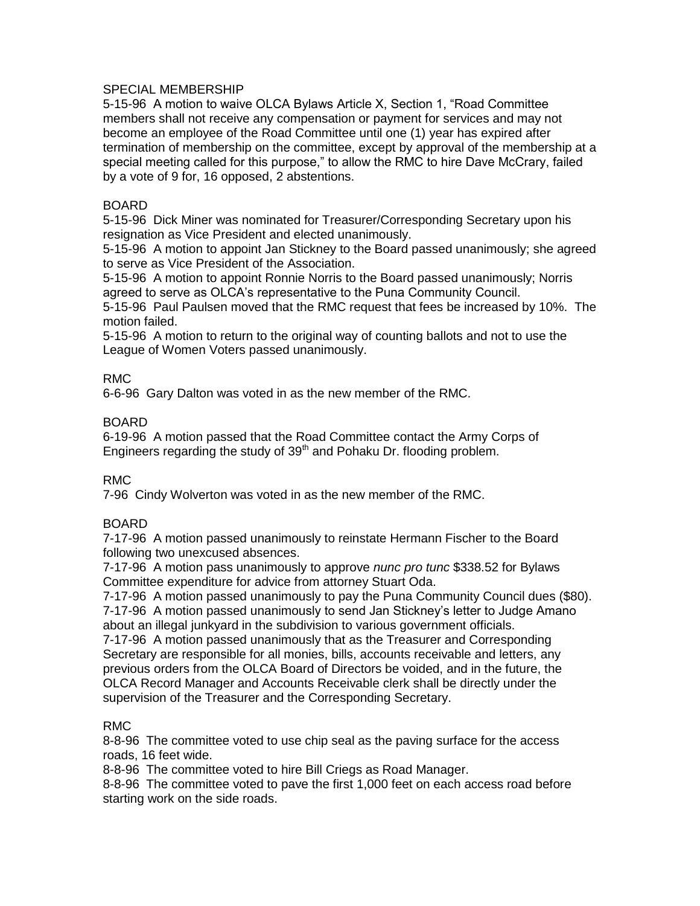SPECIAL MEMBERSHIP

5-15-96 A motion to waive OLCA Bylaws Article X, Section 1, "Road Committee members shall not receive any compensation or payment for services and may not become an employee of the Road Committee until one (1) year has expired after termination of membership on the committee, except by approval of the membership at a special meeting called for this purpose," to allow the RMC to hire Dave McCrary, failed by a vote of 9 for, 16 opposed, 2 abstentions.

BOARD

5-15-96 Dick Miner was nominated for Treasurer/Corresponding Secretary upon his resignation as Vice President and elected unanimously.

5-15-96 A motion to appoint Jan Stickney to the Board passed unanimously; she agreed to serve as Vice President of the Association.

5-15-96 A motion to appoint Ronnie Norris to the Board passed unanimously; Norris agreed to serve as OLCA's representative to the Puna Community Council.

5-15-96 Paul Paulsen moved that the RMC request that fees be increased by 10%. The motion failed.

5-15-96 A motion to return to the original way of counting ballots and not to use the League of Women Voters passed unanimously.

RMC

6-6-96 Gary Dalton was voted in as the new member of the RMC.

BOARD

6-19-96 A motion passed that the Road Committee contact the Army Corps of Engineers regarding the study of 39th and Pohaku Dr. flooding problem.

RMC

7-96 Cindy Wolverton was voted in as the new member of the RMC.

BOARD

7-17-96 A motion passed unanimously to reinstate Hermann Fischer to the Board following two unexcused absences.

7-17-96 A motion pass unanimously to approve *nunc pro tunc* $338.52 for Bylaws Committee expenditure for advice from attorney Stuart Oda.

7-17-96 A motion passed unanimously to pay the Puna Community Council dues ($80).

7-17-96 A motion passed unanimously to send Jan Stickney's letter to Judge Amano about an illegal junkyard in the subdivision to various government officials.

7-17-96 A motion passed unanimously that as the Treasurer and Corresponding Secretary are responsible for all monies, bills, accounts receivable and letters, any previous orders from the OLCA Board of Directors be voided, and in the future, the OLCA Record Manager and Accounts Receivable clerk shall be directly under the supervision of the Treasurer and the Corresponding Secretary.

RMC

8-8-96 The committee voted to use chip seal as the paving surface for the access roads, 16 feet wide.

8-8-96 The committee voted to hire Bill Criegs as Road Manager.

8-8-96 The committee voted to pave the first 1,000 feet on each access road before starting work on the side roads.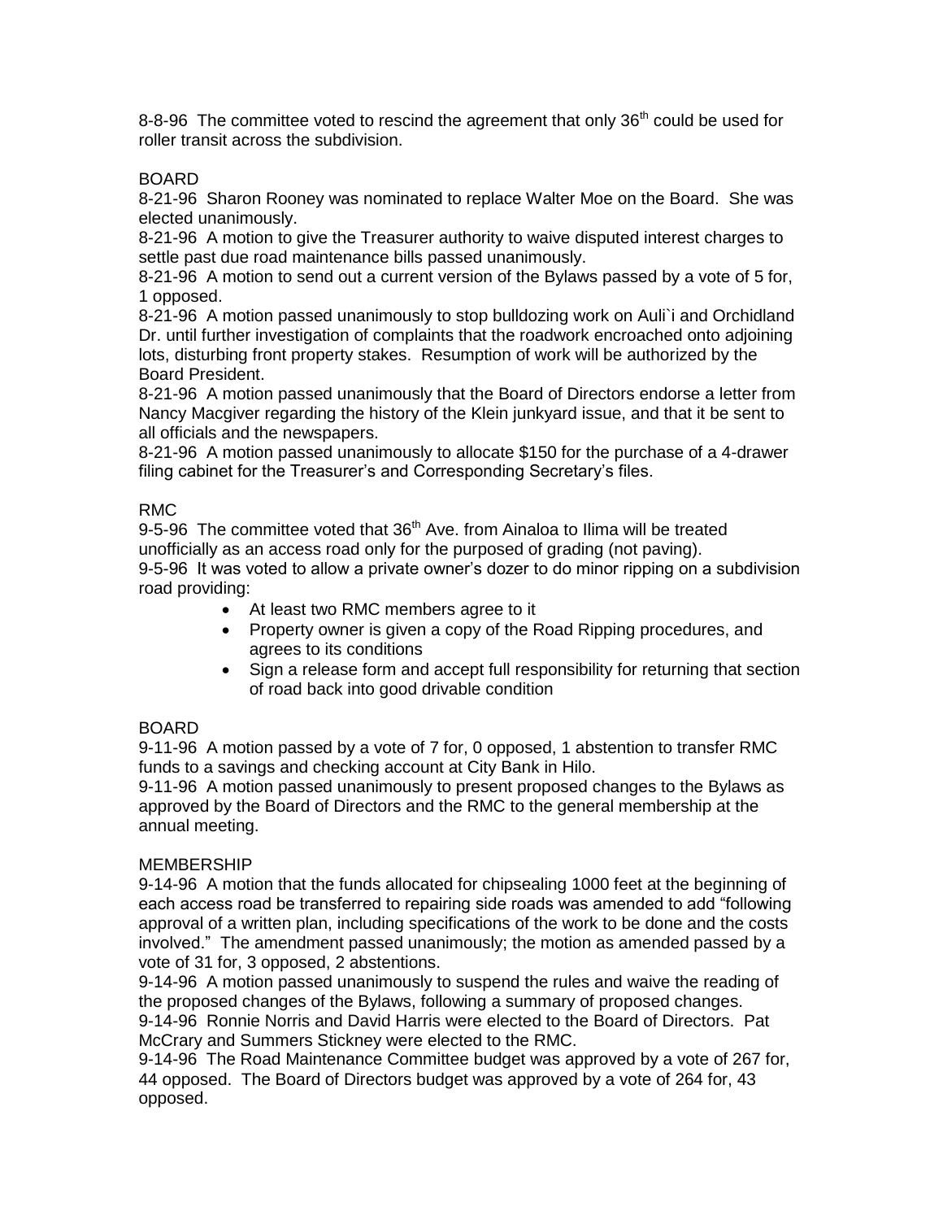8-8-96 The committee voted to rescind the agreement that only 36th could be used for roller transit across the subdivision.

BOARD

8-21-96 Sharon Rooney was nominated to replace Walter Moe on the Board. She was elected unanimously.

8-21-96 A motion to give the Treasurer authority to waive disputed interest charges to settle past due road maintenance bills passed unanimously.

8-21-96 A motion to send out a current version of the Bylaws passed by a vote of 5 for, 1 opposed.

8-21-96 A motion passed unanimously to stop bulldozing work on Auli`i and Orchidland Dr. until further investigation of complaints that the roadwork encroached onto adjoining lots, disturbing front property stakes. Resumption of work will be authorized by the Board President.

8-21-96 A motion passed unanimously that the Board of Directors endorse a letter from Nancy Macgiver regarding the history of the Klein junkyard issue, and that it be sent to all officials and the newspapers.

8-21-96 A motion passed unanimously to allocate $150 for the purchase of a 4-drawer filing cabinet for the Treasurer's and Corresponding Secretary's files.

RMC

9-5-96 The committee voted that 36th Ave. from Ainaloa to Ilima will be treated unofficially as an access road only for the purposed of grading (not paving).

9-5-96 It was voted to allow a private owner's dozer to do minor ripping on a subdivision road providing:

- At least two RMC members agree to it
- Property owner is given a copy of the Road Ripping procedures, and agrees to its conditions
- Sign a release form and accept full responsibility for returning that section of road back into good drivable condition

BOARD

9-11-96 A motion passed by a vote of 7 for, 0 opposed, 1 abstention to transfer RMC funds to a savings and checking account at City Bank in Hilo.

9-11-96 A motion passed unanimously to present proposed changes to the Bylaws as approved by the Board of Directors and the RMC to the general membership at the annual meeting.

MEMBERSHIP

9-14-96 A motion that the funds allocated for chipsealing 1000 feet at the beginning of each access road be transferred to repairing side roads was amended to add "following approval of a written plan, including specifications of the work to be done and the costs involved." The amendment passed unanimously; the motion as amended passed by a vote of 31 for, 3 opposed, 2 abstentions.

9-14-96 A motion passed unanimously to suspend the rules and waive the reading of the proposed changes of the Bylaws, following a summary of proposed changes.

9-14-96 Ronnie Norris and David Harris were elected to the Board of Directors. Pat McCrary and Summers Stickney were elected to the RMC.

9-14-96 The Road Maintenance Committee budget was approved by a vote of 267 for, 44 opposed. The Board of Directors budget was approved by a vote of 264 for, 43 opposed.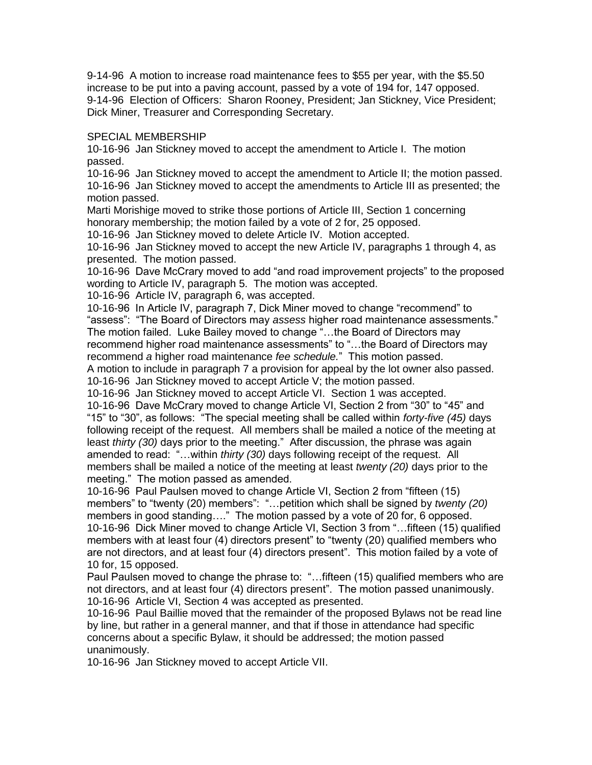9-14-96 A motion to increase road maintenance fees to $55 per year, with the $5.50 increase to be put into a paving account, passed by a vote of 194 for, 147 opposed.
9-14-96 Election of Officers: Sharon Rooney, President; Jan Stickney, Vice President; Dick Miner, Treasurer and Corresponding Secretary.

SPECIAL MEMBERSHIP

10-16-96 Jan Stickney moved to accept the amendment to Article I. The motion passed.
10-16-96 Jan Stickney moved to accept the amendment to Article II; the motion passed.
10-16-96 Jan Stickney moved to accept the amendments to Article III as presented; the motion passed.
Marti Morishige moved to strike those portions of Article III, Section 1 concerning honorary membership; the motion failed by a vote of 2 for, 25 opposed.
10-16-96 Jan Stickney moved to delete Article IV. Motion accepted.
10-16-96 Jan Stickney moved to accept the new Article IV, paragraphs 1 through 4, as presented. The motion passed.
10-16-96 Dave McCrary moved to add "and road improvement projects" to the proposed wording to Article IV, paragraph 5. The motion was accepted.
10-16-96 Article IV, paragraph 6, was accepted.
10-16-96 In Article IV, paragraph 7, Dick Miner moved to change "recommend" to "assess": "The Board of Directors may *assess* higher road maintenance assessments." The motion failed. Luke Bailey moved to change "…the Board of Directors may recommend higher road maintenance assessments" to "…the Board of Directors may recommend *a* higher road maintenance *fee schedule.*" This motion passed.
A motion to include in paragraph 7 a provision for appeal by the lot owner also passed.
10-16-96 Jan Stickney moved to accept Article V; the motion passed.
10-16-96 Jan Stickney moved to accept Article VI. Section 1 was accepted.
10-16-96 Dave McCrary moved to change Article VI, Section 2 from "30" to "45" and "15" to "30", as follows: "The special meeting shall be called within *forty-five (45)* days following receipt of the request. All members shall be mailed a notice of the meeting at least *thirty (30)* days prior to the meeting." After discussion, the phrase was again amended to read: "…within *thirty (30)* days following receipt of the request. All members shall be mailed a notice of the meeting at least *twenty (20)* days prior to the meeting." The motion passed as amended.
10-16-96 Paul Paulsen moved to change Article VI, Section 2 from "fifteen (15) members" to "twenty (20) members": "…petition which shall be signed by *twenty (20)* members in good standing…." The motion passed by a vote of 20 for, 6 opposed.
10-16-96 Dick Miner moved to change Article VI, Section 3 from "…fifteen (15) qualified members with at least four (4) directors present" to "twenty (20) qualified members who are not directors, and at least four (4) directors present". This motion failed by a vote of 10 for, 15 opposed.
Paul Paulsen moved to change the phrase to: "…fifteen (15) qualified members who are not directors, and at least four (4) directors present". The motion passed unanimously.
10-16-96 Article VI, Section 4 was accepted as presented.
10-16-96 Paul Baillie moved that the remainder of the proposed Bylaws not be read line by line, but rather in a general manner, and that if those in attendance had specific concerns about a specific Bylaw, it should be addressed; the motion passed unanimously.
10-16-96 Jan Stickney moved to accept Article VII.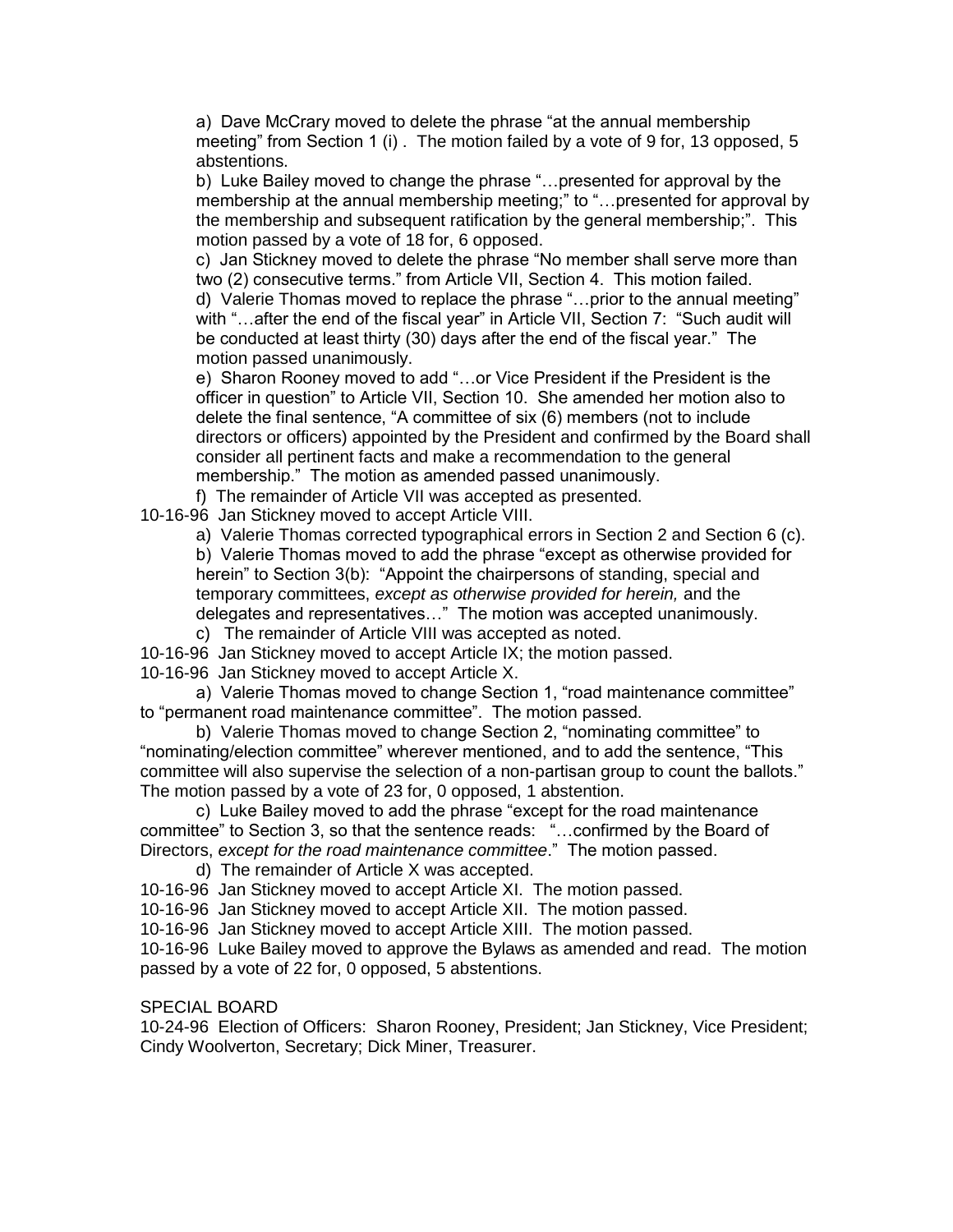a) Dave McCrary moved to delete the phrase "at the annual membership meeting" from Section 1 (i) . The motion failed by a vote of 9 for, 13 opposed, 5 abstentions.

b) Luke Bailey moved to change the phrase "…presented for approval by the membership at the annual membership meeting;" to "…presented for approval by the membership and subsequent ratification by the general membership;". This motion passed by a vote of 18 for, 6 opposed.

c) Jan Stickney moved to delete the phrase "No member shall serve more than two (2) consecutive terms." from Article VII, Section 4. This motion failed.

d) Valerie Thomas moved to replace the phrase "…prior to the annual meeting" with "…after the end of the fiscal year" in Article VII, Section 7: "Such audit will be conducted at least thirty (30) days after the end of the fiscal year." The motion passed unanimously.

e) Sharon Rooney moved to add "…or Vice President if the President is the officer in question" to Article VII, Section 10. She amended her motion also to delete the final sentence, "A committee of six (6) members (not to include directors or officers) appointed by the President and confirmed by the Board shall consider all pertinent facts and make a recommendation to the general membership." The motion as amended passed unanimously.

f) The remainder of Article VII was accepted as presented.

10-16-96 Jan Stickney moved to accept Article VIII.

a) Valerie Thomas corrected typographical errors in Section 2 and Section 6 (c).

b) Valerie Thomas moved to add the phrase "except as otherwise provided for herein" to Section 3(b): "Appoint the chairpersons of standing, special and temporary committees, *except as otherwise provided for herein,* and the delegates and representatives…" The motion was accepted unanimously.

c) The remainder of Article VIII was accepted as noted.

10-16-96 Jan Stickney moved to accept Article IX; the motion passed.

10-16-96 Jan Stickney moved to accept Article X.

a) Valerie Thomas moved to change Section 1, "road maintenance committee" to "permanent road maintenance committee". The motion passed.

b) Valerie Thomas moved to change Section 2, "nominating committee" to "nominating/election committee" wherever mentioned, and to add the sentence, "This committee will also supervise the selection of a non-partisan group to count the ballots." The motion passed by a vote of 23 for, 0 opposed, 1 abstention.

c) Luke Bailey moved to add the phrase "except for the road maintenance committee" to Section 3, so that the sentence reads: "…confirmed by the Board of Directors, *except for the road maintenance committee*." The motion passed.

d) The remainder of Article X was accepted.

10-16-96 Jan Stickney moved to accept Article XI. The motion passed.

10-16-96 Jan Stickney moved to accept Article XII. The motion passed.

10-16-96 Jan Stickney moved to accept Article XIII. The motion passed.

10-16-96 Luke Bailey moved to approve the Bylaws as amended and read. The motion passed by a vote of 22 for, 0 opposed, 5 abstentions.

SPECIAL BOARD

10-24-96 Election of Officers: Sharon Rooney, President; Jan Stickney, Vice President; Cindy Woolverton, Secretary; Dick Miner, Treasurer.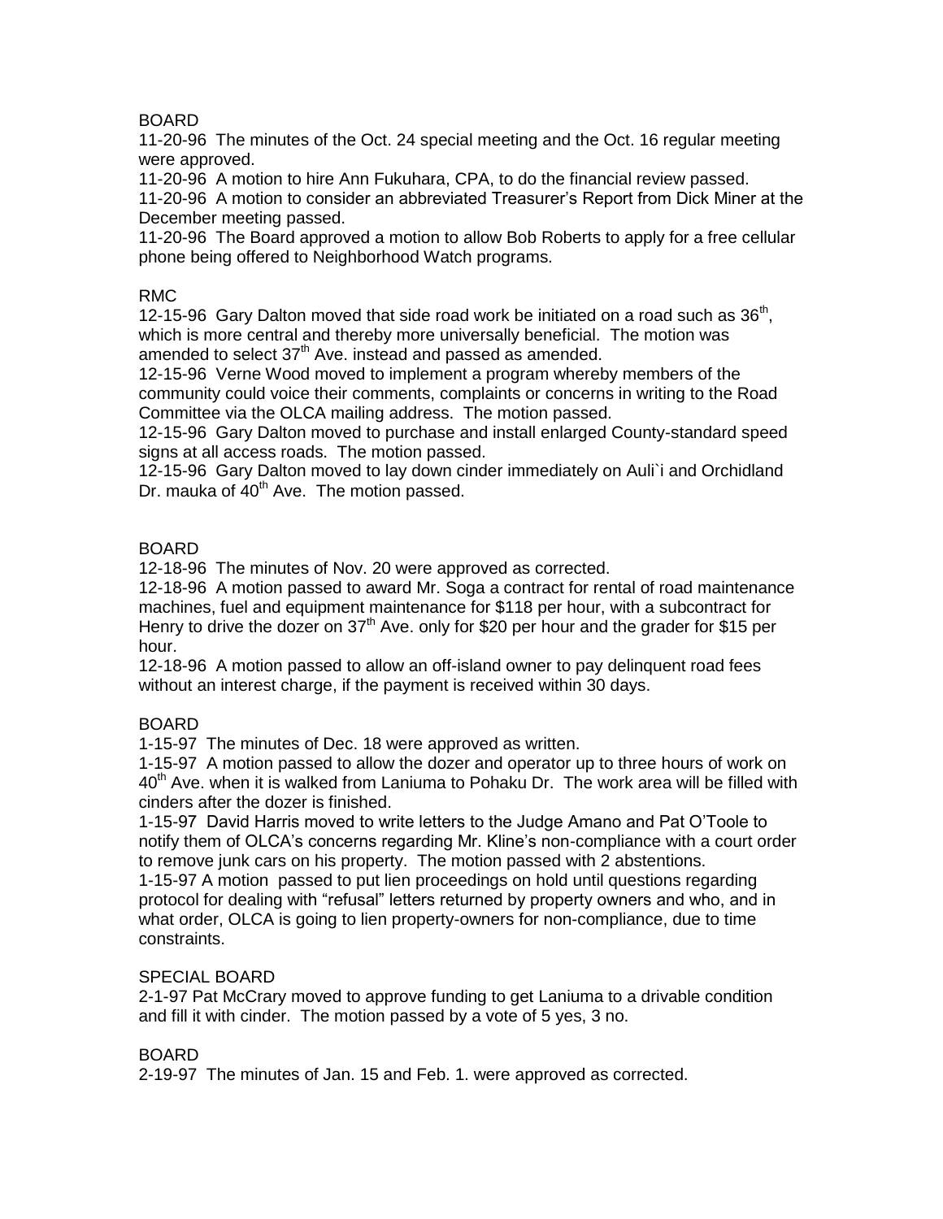BOARD

11-20-96 The minutes of the Oct. 24 special meeting and the Oct. 16 regular meeting were approved.

11-20-96 A motion to hire Ann Fukuhara, CPA, to do the financial review passed.

11-20-96 A motion to consider an abbreviated Treasurer's Report from Dick Miner at the December meeting passed.

11-20-96 The Board approved a motion to allow Bob Roberts to apply for a free cellular phone being offered to Neighborhood Watch programs.

RMC

12-15-96 Gary Dalton moved that side road work be initiated on a road such as 36th, which is more central and thereby more universally beneficial. The motion was amended to select 37th Ave. instead and passed as amended.

12-15-96 Verne Wood moved to implement a program whereby members of the community could voice their comments, complaints or concerns in writing to the Road Committee via the OLCA mailing address. The motion passed.

12-15-96 Gary Dalton moved to purchase and install enlarged County-standard speed signs at all access roads. The motion passed.

12-15-96 Gary Dalton moved to lay down cinder immediately on Auli`i and Orchidland Dr. mauka of 40th Ave. The motion passed.

BOARD

12-18-96 The minutes of Nov. 20 were approved as corrected.

12-18-96 A motion passed to award Mr. Soga a contract for rental of road maintenance machines, fuel and equipment maintenance for $118 per hour, with a subcontract for Henry to drive the dozer on 37th Ave. only for $20 per hour and the grader for $15 per hour.

12-18-96 A motion passed to allow an off-island owner to pay delinquent road fees without an interest charge, if the payment is received within 30 days.

BOARD

1-15-97 The minutes of Dec. 18 were approved as written.

1-15-97 A motion passed to allow the dozer and operator up to three hours of work on 40th Ave. when it is walked from Laniuma to Pohaku Dr. The work area will be filled with cinders after the dozer is finished.

1-15-97 David Harris moved to write letters to the Judge Amano and Pat O'Toole to notify them of OLCA's concerns regarding Mr. Kline's non-compliance with a court order to remove junk cars on his property. The motion passed with 2 abstentions.

1-15-97 A motion passed to put lien proceedings on hold until questions regarding protocol for dealing with "refusal" letters returned by property owners and who, and in what order, OLCA is going to lien property-owners for non-compliance, due to time constraints.

SPECIAL BOARD

2-1-97 Pat McCrary moved to approve funding to get Laniuma to a drivable condition and fill it with cinder. The motion passed by a vote of 5 yes, 3 no.

BOARD

2-19-97 The minutes of Jan. 15 and Feb. 1. were approved as corrected.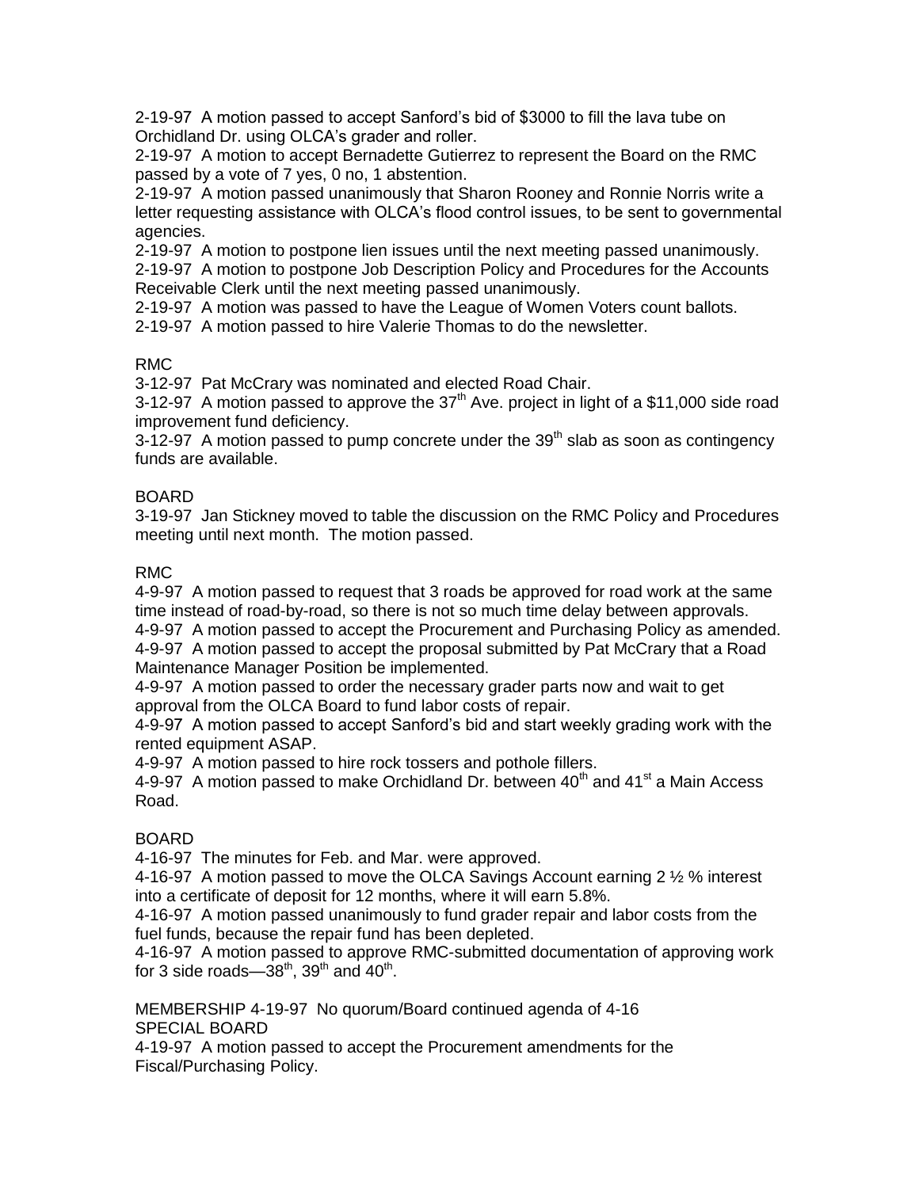2-19-97 A motion passed to accept Sanford's bid of $3000 to fill the lava tube on Orchidland Dr. using OLCA's grader and roller.

2-19-97 A motion to accept Bernadette Gutierrez to represent the Board on the RMC passed by a vote of 7 yes, 0 no, 1 abstention.

2-19-97 A motion passed unanimously that Sharon Rooney and Ronnie Norris write a letter requesting assistance with OLCA's flood control issues, to be sent to governmental agencies.

2-19-97 A motion to postpone lien issues until the next meeting passed unanimously.

2-19-97 A motion to postpone Job Description Policy and Procedures for the Accounts Receivable Clerk until the next meeting passed unanimously.

2-19-97 A motion was passed to have the League of Women Voters count ballots.

2-19-97 A motion passed to hire Valerie Thomas to do the newsletter.

RMC

3-12-97 Pat McCrary was nominated and elected Road Chair.

3-12-97 A motion passed to approve the 37th Ave. project in light of a $11,000 side road improvement fund deficiency.

3-12-97 A motion passed to pump concrete under the 39th slab as soon as contingency funds are available.

BOARD

3-19-97 Jan Stickney moved to table the discussion on the RMC Policy and Procedures meeting until next month. The motion passed.

RMC

4-9-97 A motion passed to request that 3 roads be approved for road work at the same time instead of road-by-road, so there is not so much time delay between approvals.

4-9-97 A motion passed to accept the Procurement and Purchasing Policy as amended.

4-9-97 A motion passed to accept the proposal submitted by Pat McCrary that a Road Maintenance Manager Position be implemented.

4-9-97 A motion passed to order the necessary grader parts now and wait to get approval from the OLCA Board to fund labor costs of repair.

4-9-97 A motion passed to accept Sanford's bid and start weekly grading work with the rented equipment ASAP.

4-9-97 A motion passed to hire rock tossers and pothole fillers.

4-9-97 A motion passed to make Orchidland Dr. between 40th and 41st a Main Access Road.

BOARD

4-16-97 The minutes for Feb. and Mar. were approved.

4-16-97 A motion passed to move the OLCA Savings Account earning 2 ½ % interest into a certificate of deposit for 12 months, where it will earn 5.8%.

4-16-97 A motion passed unanimously to fund grader repair and labor costs from the fuel funds, because the repair fund has been depleted.

4-16-97 A motion passed to approve RMC-submitted documentation of approving work for 3 side roads—38th, 39th and 40th.

MEMBERSHIP 4-19-97 No quorum/Board continued agenda of 4-16

SPECIAL BOARD

4-19-97 A motion passed to accept the Procurement amendments for the Fiscal/Purchasing Policy.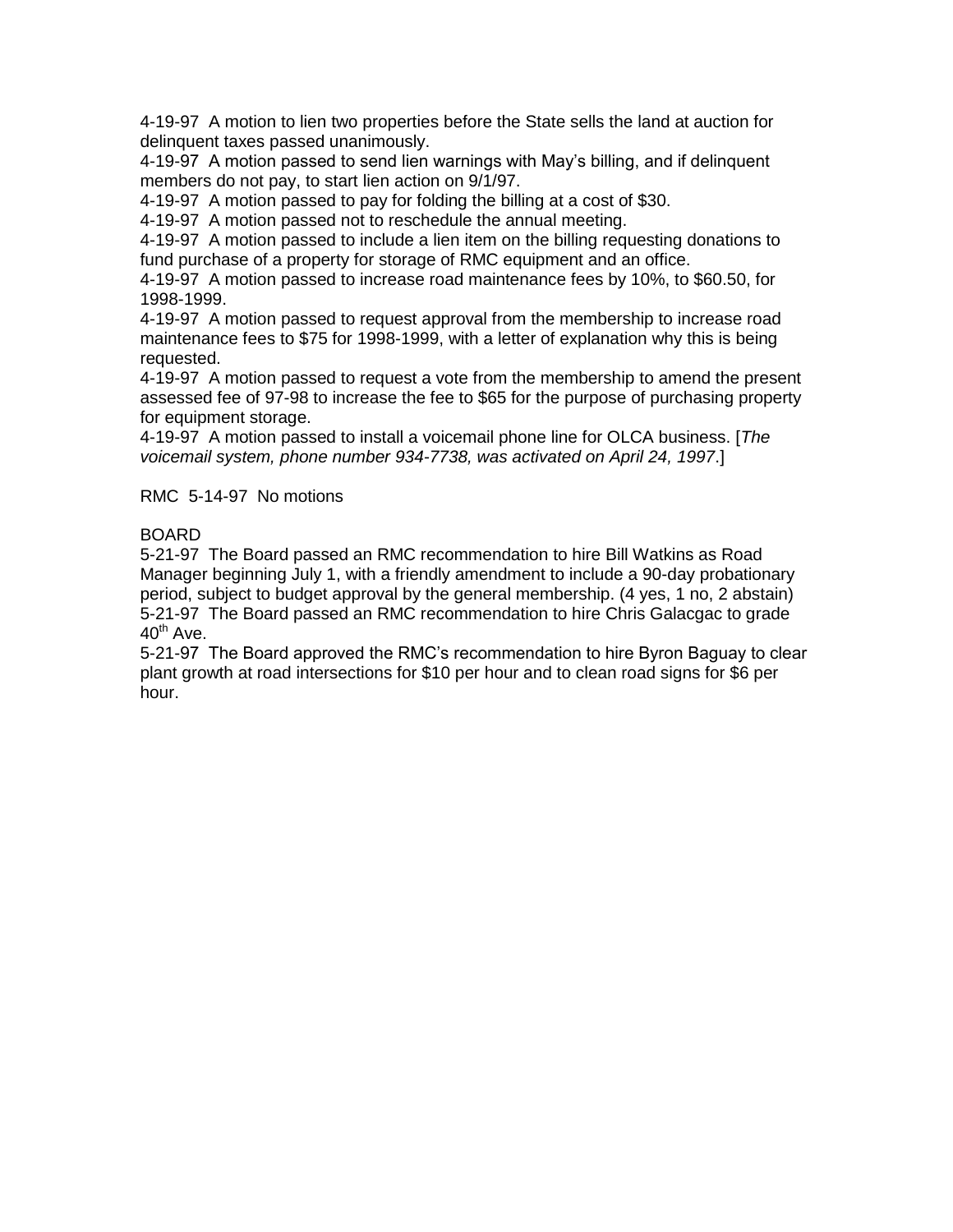4-19-97  A motion to lien two properties before the State sells the land at auction for delinquent taxes passed unanimously.

4-19-97  A motion passed to send lien warnings with May's billing, and if delinquent members do not pay, to start lien action on 9/1/97.

4-19-97  A motion passed to pay for folding the billing at a cost of $30.

4-19-97  A motion passed not to reschedule the annual meeting.

4-19-97  A motion passed to include a lien item on the billing requesting donations to fund purchase of a property for storage of RMC equipment and an office.

4-19-97  A motion passed to increase road maintenance fees by 10%, to $60.50, for 1998-1999.

4-19-97  A motion passed to request approval from the membership to increase road maintenance fees to $75 for 1998-1999, with a letter of explanation why this is being requested.

4-19-97  A motion passed to request a vote from the membership to amend the present assessed fee of 97-98 to increase the fee to $65 for the purpose of purchasing property for equipment storage.

4-19-97  A motion passed to install a voicemail phone line for OLCA business. [*The voicemail system, phone number 934-7738, was activated on April 24, 1997*.]

RMC  5-14-97  No motions

BOARD

5-21-97  The Board passed an RMC recommendation to hire Bill Watkins as Road Manager beginning July 1, with a friendly amendment to include a 90-day probationary period, subject to budget approval by the general membership. (4 yes, 1 no, 2 abstain)

5-21-97  The Board passed an RMC recommendation to hire Chris Galacgac to grade 40th Ave.

5-21-97  The Board approved the RMC's recommendation to hire Byron Baguay to clear plant growth at road intersections for $10 per hour and to clean road signs for $6 per hour.